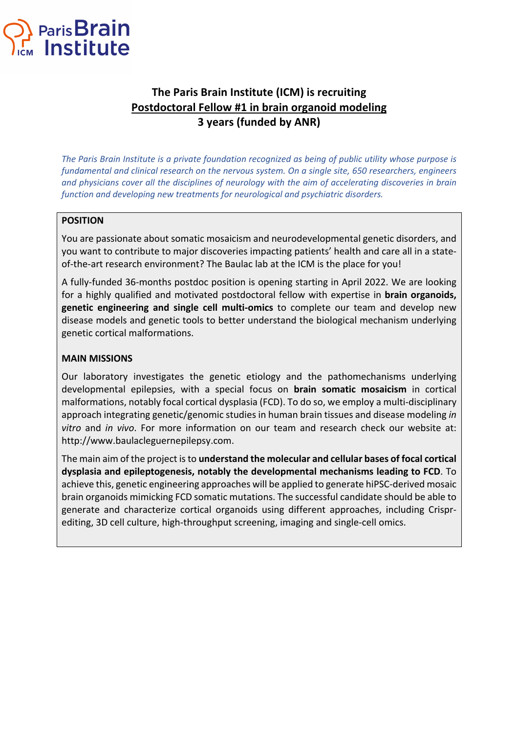# The Paris Brain Institute (ICM) is recruiting

## Postdoctoral Fellow #1 in brain organoid modeling

## 3 years (funded by ANR)

*The Paris Brain Institute is a private foundation recognized as being of public utility whose purpose is fundamental and clinical research on the nervous system. On a single site, 650 researchers, engineers and physicians cover all the disciplines of neurology with the aim of accelerating discoveries in brain function and developing new treatments for neurological and psychiatric disorders.*

### POSITION

You are passionate about somatic mosaicism and neurodevelopmental genetic disorders, and you want to contribute to major discoveries impacting patients' health and care all in a state-of-the-art research environment? The Baulac lab at the ICM is the place for you!

A fully-funded 36-months postdoc position is opening starting in April 2022. We are looking for a highly qualified and motivated postdoctoral fellow with expertise in **brain organoids, genetic engineering and single cell multi-omics** to complete our team and develop new disease models and genetic tools to better understand the biological mechanism underlying genetic cortical malformations.

### MAIN MISSIONS

Our laboratory investigates the genetic etiology and the pathomechanisms underlying developmental epilepsies, with a special focus on **brain somatic mosaicism** in cortical malformations, notably focal cortical dysplasia (FCD). To do so, we employ a multi-disciplinary approach integrating genetic/genomic studies in human brain tissues and disease modeling *in vitro* and *in vivo*. For more information on our team and research check our website at: http://www.baulacleguernepilepsy.com.

The main aim of the project is to **understand the molecular and cellular bases of focal cortical dysplasia and epileptogenesis, notably the developmental mechanisms leading to FCD**. To achieve this, genetic engineering approaches will be applied to generate hiPSC-derived mosaic brain organoids mimicking FCD somatic mutations. The successful candidate should be able to generate and characterize cortical organoids using different approaches, including Crispr-editing, 3D cell culture, high-throughput screening, imaging and single-cell omics.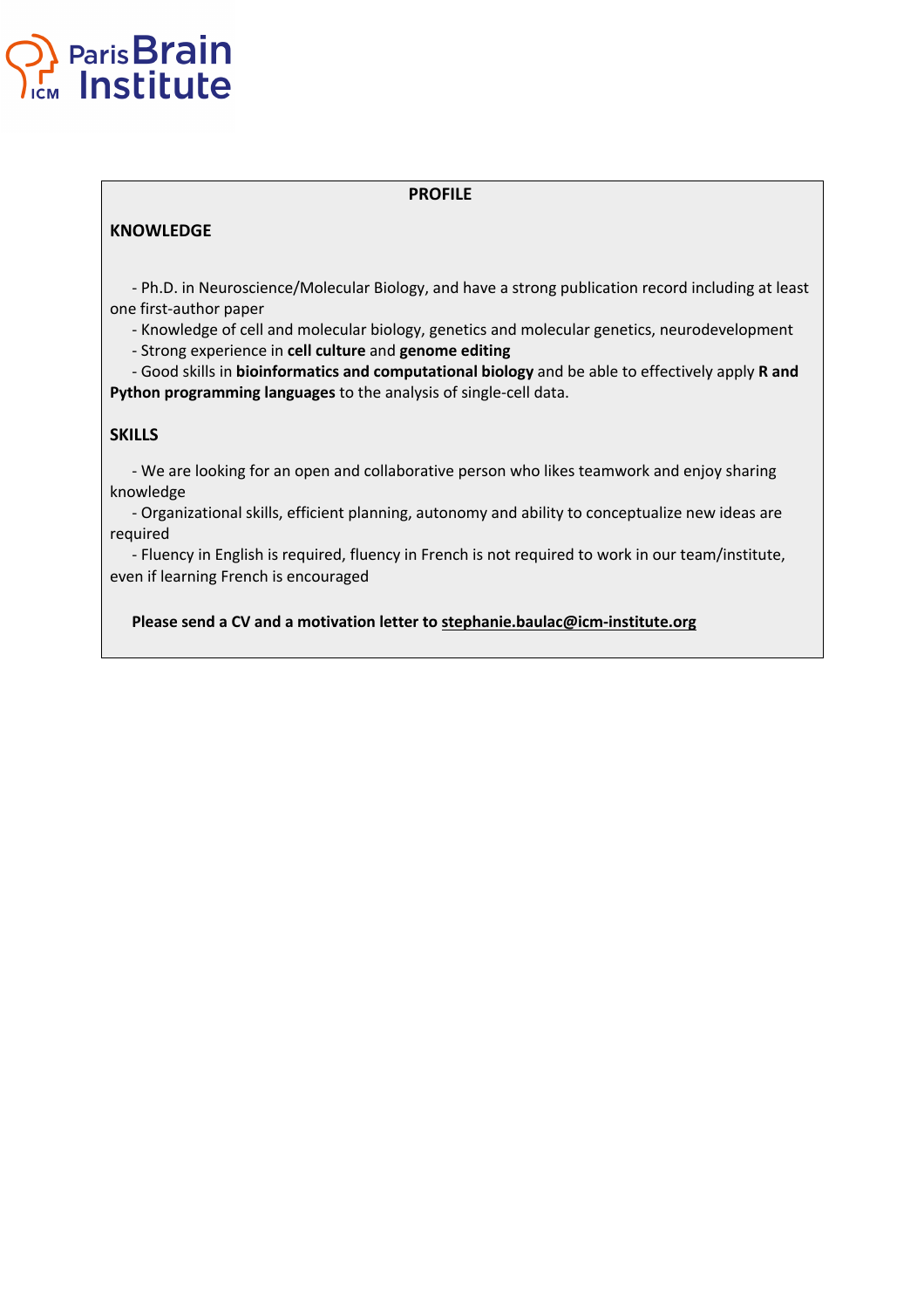## PROFILE

### KNOWLEDGE

- Ph.D. in Neuroscience/Molecular Biology, and have a strong publication record including at least one first-author paper
- Knowledge of cell and molecular biology, genetics and molecular genetics, neurodevelopment
- Strong experience in **cell culture** and **genome editing**
- Good skills in **bioinformatics and computational biology** and be able to effectively apply **R and Python programming languages** to the analysis of single-cell data.

### SKILLS

- We are looking for an open and collaborative person who likes teamwork and enjoy sharing knowledge
- Organizational skills, efficient planning, autonomy and ability to conceptualize new ideas are required
- Fluency in English is required, fluency in French is not required to work in our team/institute, even if learning French is encouraged

**Please send a CV and a motivation letter to stephanie.baulac@icm-institute.org**